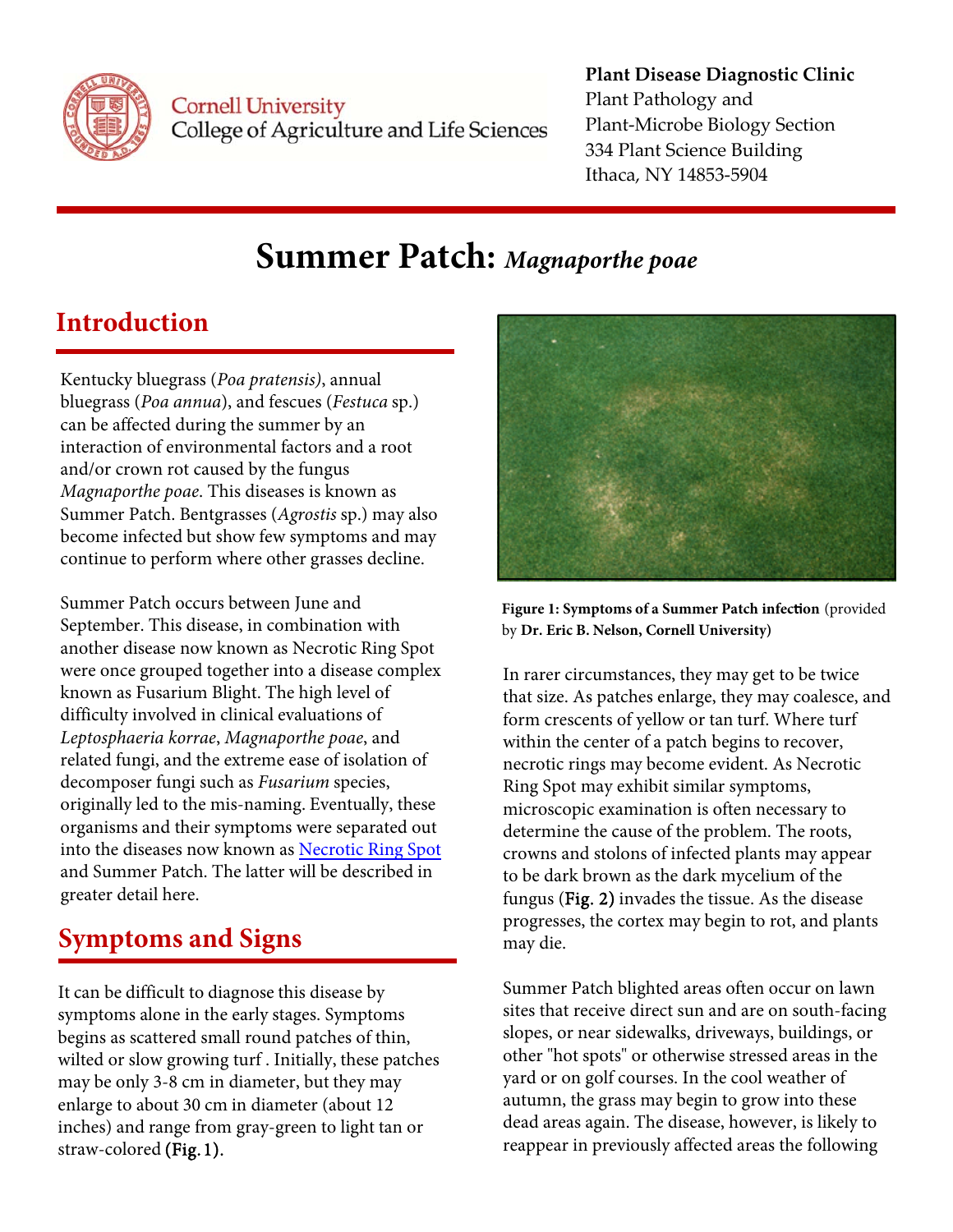**Plant Disease Diagnostic Clinic**
Plant Pathology and
Plant-Microbe Biology Section
334 Plant Science Building
Ithaca, NY 14853-5904

Cornell University
College of Agriculture and Life Sciences

# Summer Patch: *Magnaporthe poae*

## Introduction

Kentucky bluegrass (*Poa pratensis*), annual bluegrass (*Poa annua*), and fescues (*Festuca* sp.) can be affected during the summer by an interaction of environmental factors and a root and/or crown rot caused by the fungus *Magnaporthe poae*. This diseases is known as Summer Patch. Bentgrasses (*Agrostis* sp.) may also become infected but show few symptoms and may continue to perform where other grasses decline.

Summer Patch occurs between June and September. This disease, in combination with another disease now known as Necrotic Ring Spot were once grouped together into a disease complex known as Fusarium Blight. The high level of difficulty involved in clinical evaluations of *Leptosphaeria korrae*, *Magnaporthe poae*, and related fungi, and the extreme ease of isolation of decomposer fungi such as *Fusarium* species, originally led to the mis-naming. Eventually, these organisms and their symptoms were separated out into the diseases now known as Necrotic Ring Spot and Summer Patch. The latter will be described in greater detail here.

## Symptoms and Signs

It can be difficult to diagnose this disease by symptoms alone in the early stages. Symptoms begins as scattered small round patches of thin, wilted or slow growing turf . Initially, these patches may be only 3-8 cm in diameter, but they may enlarge to about 30 cm in diameter (about 12 inches) and range from gray-green to light tan or straw-colored **(Fig. 1)**.

**Figure 1: Symptoms of a Summer Patch infection** (provided by **Dr. Eric B. Nelson, Cornell University)**

In rarer circumstances, they may get to be twice that size. As patches enlarge, they may coalesce, and form crescents of yellow or tan turf. Where turf within the center of a patch begins to recover, necrotic rings may become evident. As Necrotic Ring Spot may exhibit similar symptoms, microscopic examination is often necessary to determine the cause of the problem. The roots, crowns and stolons of infected plants may appear to be dark brown as the dark mycelium of the fungus (**Fig. 2**) invades the tissue. As the disease progresses, the cortex may begin to rot, and plants may die.

Summer Patch blighted areas often occur on lawn sites that receive direct sun and are on south-facing slopes, or near sidewalks, driveways, buildings, or other "hot spots" or otherwise stressed areas in the yard or on golf courses. In the cool weather of autumn, the grass may begin to grow into these dead areas again. The disease, however, is likely to reappear in previously affected areas the following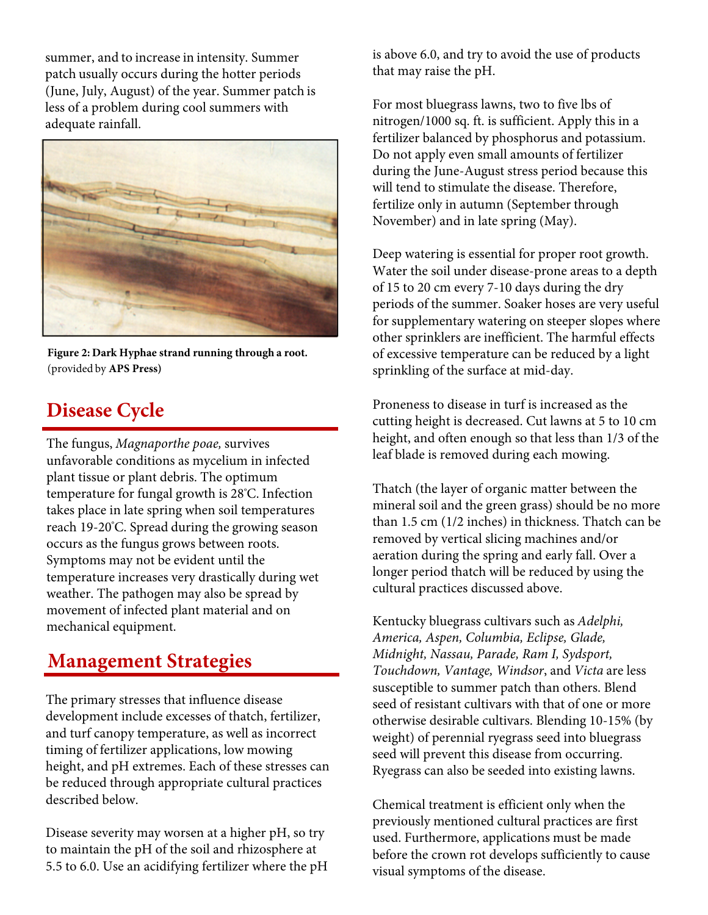summer, and to increase in intensity. Summer patch usually occurs during the hotter periods (June, July, August) of the year. Summer patch is less of a problem during cool summers with adequate rainfall.

**Figure 2: Dark Hyphae strand running through a root.** (provided by **APS Press)**

## Disease Cycle

The fungus, *Magnaporthe poae,* survives unfavorable conditions as mycelium in infected plant tissue or plant debris. The optimum temperature for fungal growth is 28˚C. Infection takes place in late spring when soil temperatures reach 19-20˚C. Spread during the growing season occurs as the fungus grows between roots. Symptoms may not be evident until the temperature increases very drastically during wet weather. The pathogen may also be spread by movement of infected plant material and on mechanical equipment.

## Management Strategies

The primary stresses that influence disease development include excesses of thatch, fertilizer, and turf canopy temperature, as well as incorrect timing of fertilizer applications, low mowing height, and pH extremes. Each of these stresses can be reduced through appropriate cultural practices described below.

Disease severity may worsen at a higher pH, so try to maintain the pH of the soil and rhizosphere at 5.5 to 6.0. Use an acidifying fertilizer where the pH is above 6.0, and try to avoid the use of products that may raise the pH.

For most bluegrass lawns, two to five lbs of nitrogen/1000 sq. ft. is sufficient. Apply this in a fertilizer balanced by phosphorus and potassium. Do not apply even small amounts of fertilizer during the June-August stress period because this will tend to stimulate the disease. Therefore, fertilize only in autumn (September through November) and in late spring (May).

Deep watering is essential for proper root growth. Water the soil under disease-prone areas to a depth of 15 to 20 cm every 7-10 days during the dry periods of the summer. Soaker hoses are very useful for supplementary watering on steeper slopes where other sprinklers are inefficient. The harmful effects of excessive temperature can be reduced by a light sprinkling of the surface at mid-day.

Proneness to disease in turf is increased as the cutting height is decreased. Cut lawns at 5 to 10 cm height, and often enough so that less than 1/3 of the leaf blade is removed during each mowing.

Thatch (the layer of organic matter between the mineral soil and the green grass) should be no more than 1.5 cm (1/2 inches) in thickness. Thatch can be removed by vertical slicing machines and/or aeration during the spring and early fall. Over a longer period thatch will be reduced by using the cultural practices discussed above.

Kentucky bluegrass cultivars such as *Adelphi, America, Aspen, Columbia, Eclipse, Glade, Midnight, Nassau, Parade, Ram I, Sydsport, Touchdown, Vantage, Windsor*, and *Victa* are less susceptible to summer patch than others. Blend seed of resistant cultivars with that of one or more otherwise desirable cultivars. Blending 10-15% (by weight) of perennial ryegrass seed into bluegrass seed will prevent this disease from occurring. Ryegrass can also be seeded into existing lawns.

Chemical treatment is efficient only when the previously mentioned cultural practices are first used. Furthermore, applications must be made before the crown rot develops sufficiently to cause visual symptoms of the disease.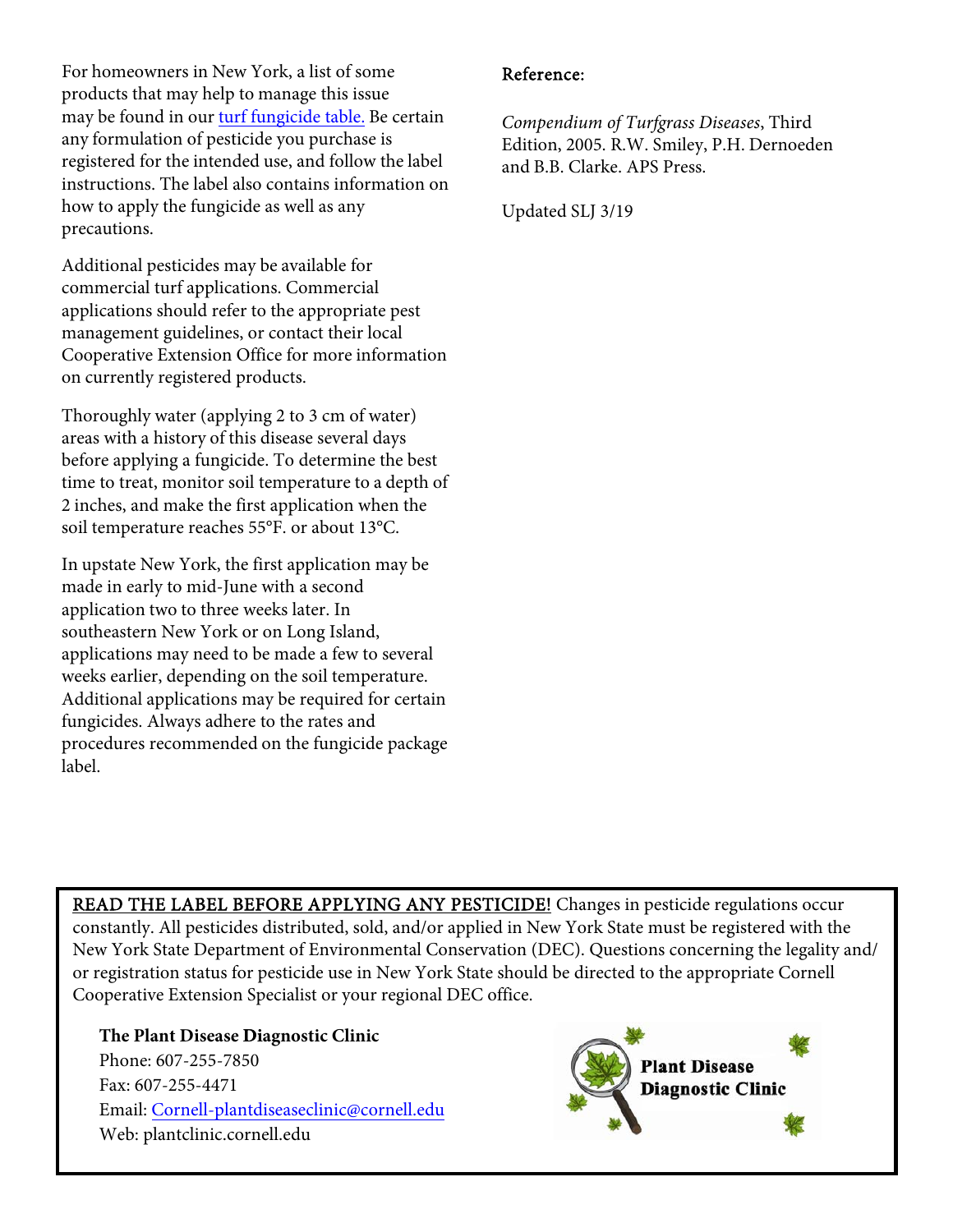For homeowners in New York, a list of some products that may help to manage this issue may be found in our turf fungicide table. Be certain any formulation of pesticide you purchase is registered for the intended use, and follow the label instructions. The label also contains information on how to apply the fungicide as well as any precautions.

Additional pesticides may be available for commercial turf applications. Commercial applications should refer to the appropriate pest management guidelines, or contact their local Cooperative Extension Office for more information on currently registered products.

Thoroughly water (applying 2 to 3 cm of water) areas with a history of this disease several days before applying a fungicide. To determine the best time to treat, monitor soil temperature to a depth of 2 inches, and make the first application when the soil temperature reaches 55°F. or about 13°C.

In upstate New York, the first application may be made in early to mid-June with a second application two to three weeks later. In southeastern New York or on Long Island, applications may need to be made a few to several weeks earlier, depending on the soil temperature. Additional applications may be required for certain fungicides. Always adhere to the rates and procedures recommended on the fungicide package label.

**Reference:**

*Compendium of Turfgrass Diseases*, Third Edition, 2005. R.W. Smiley, P.H. Dernoeden and B.B. Clarke. APS Press.

Updated SLJ 3/19

---

READ THE LABEL BEFORE APPLYING ANY PESTICIDE! Changes in pesticide regulations occur constantly. All pesticides distributed, sold, and/or applied in New York State must be registered with the New York State Department of Environmental Conservation (DEC). Questions concerning the legality and/or registration status for pesticide use in New York State should be directed to the appropriate Cornell Cooperative Extension Specialist or your regional DEC office.

**The Plant Disease Diagnostic Clinic**
Phone: 607-255-7850
Fax: 607-255-4471
Email: Cornell-plantdiseaseclinic@cornell.edu
Web: plantclinic.cornell.edu

Plant Disease Diagnostic Clinic